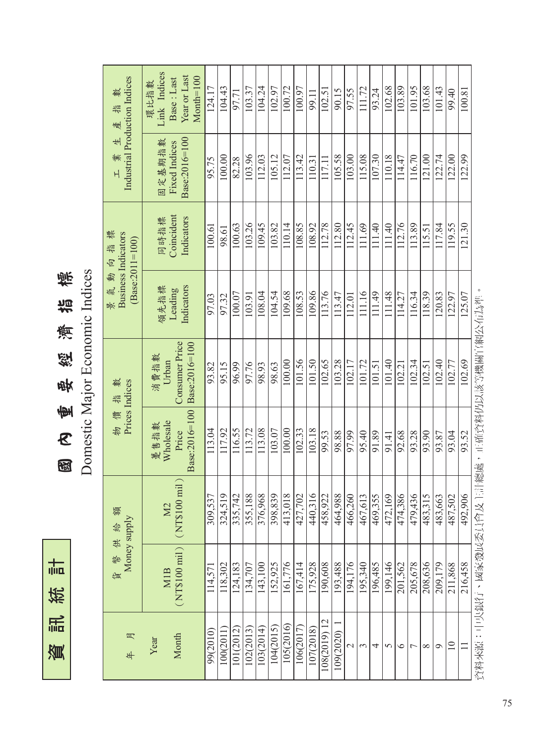# 資訊統計

# 國內重要經濟指標

## Domestic Major Economic Indices

| 年 月 Year Month | 貨幣供給額 Money supply | | 物價指數 Prices Indices | | 景氣動向指標 Business Indicators (Base:2011=100) | | 工業生產指數 Industrial Production Indices | |
|---|---|---|---|---|---|---|---|---|
| | M1B (NT$100 mil) | M2 (NT$100 mil) | 躉售指數 Wholesale Price Base:2016=100 | 消費指數 Urban Consumer Price Base:2016=100 | 領先指標 Leading Indicators | 同時指標 Coincident Indicators | 固定基期指數 Fixed Indices Base:2016=100 | 環比指數 Link Indices Base : Last Year or Last Month=100 |
| 99(2010) | 114,571 | 309,537 | 113.04 | 93.82 | 97.03 | 100.61 | 95.75 | 124.17 |
| 100(2011) | 118,302 | 324,519 | 117.92 | 95.15 | 97.32 | 98.61 | 100.00 | 104.43 |
| 101(2012) | 124,183 | 335,742 | 116.55 | 96.99 | 100.07 | 100.63 | 82.28 | 97.71 |
| 102(2013) | 134,707 | 355,188 | 113.72 | 97.76 | 103.91 | 103.26 | 103.96 | 103.37 |
| 103(2014) | 143,100 | 376,968 | 113.08 | 98.93 | 108.04 | 109.45 | 112.03 | 104.24 |
| 104(2015) | 152,925 | 398,839 | 103.07 | 98.63 | 104.54 | 103.82 | 105.12 | 102.97 |
| 105(2016) | 161,776 | 413,018 | 100.00 | 100.00 | 109.68 | 110.14 | 112.07 | 100.72 |
| 106(2017) | 167,414 | 427,702 | 102.33 | 101.56 | 108.53 | 108.85 | 113.42 | 100.97 |
| 107(2018) | 175,928 | 440,316 | 103.18 | 101.50 | 109.86 | 108.92 | 110.31 | 99.11 |
| 108(2019) 12 | 190,608 | 458,922 | 99.53 | 102.65 | 113.76 | 112.78 | 117.11 | 102.51 |
| 109(2020) 1 | 193,488 | 464,988 | 98.88 | 103.28 | 113.47 | 112.80 | 105.58 | 90.15 |
| 2 | 194,176 | 466,260 | 97.99 | 102.17 | 112.01 | 112.45 | 103.00 | 97.55 |
| 3 | 195,340 | 467,613 | 95.40 | 101.72 | 111.16 | 111.69 | 115.08 | 111.72 |
| 4 | 196,485 | 469,355 | 91.89 | 101.51 | 111.49 | 111.40 | 107.30 | 93.24 |
| 5 | 199,146 | 472,169 | 91.41 | 101.40 | 111.48 | 111.40 | 110.18 | 102.68 |
| 6 | 201,562 | 474,386 | 92.68 | 102.21 | 114.27 | 112.76 | 114.47 | 103.89 |
| 7 | 205,678 | 479,436 | 93.28 | 102.34 | 116.34 | 113.89 | 116.70 | 101.95 |
| 8 | 208,636 | 483,315 | 93.90 | 102.51 | 118.39 | 115.51 | 121.00 | 103.68 |
| 9 | 209,179 | 483,663 | 93.87 | 102.40 | 120.83 | 117.84 | 122.74 | 101.43 |
| 10 | 211,868 | 487,502 | 93.04 | 102.77 | 122.97 | 119.55 | 122.00 | 99.40 |
| 11 | 216,458 | 492,906 | 93.52 | 102.69 | 125.07 | 121.30 | 122.99 | 100.81 |

資料來源：中央銀行、國家發展委員會及主計總處，正確資料仍以該等機關官網公布為準。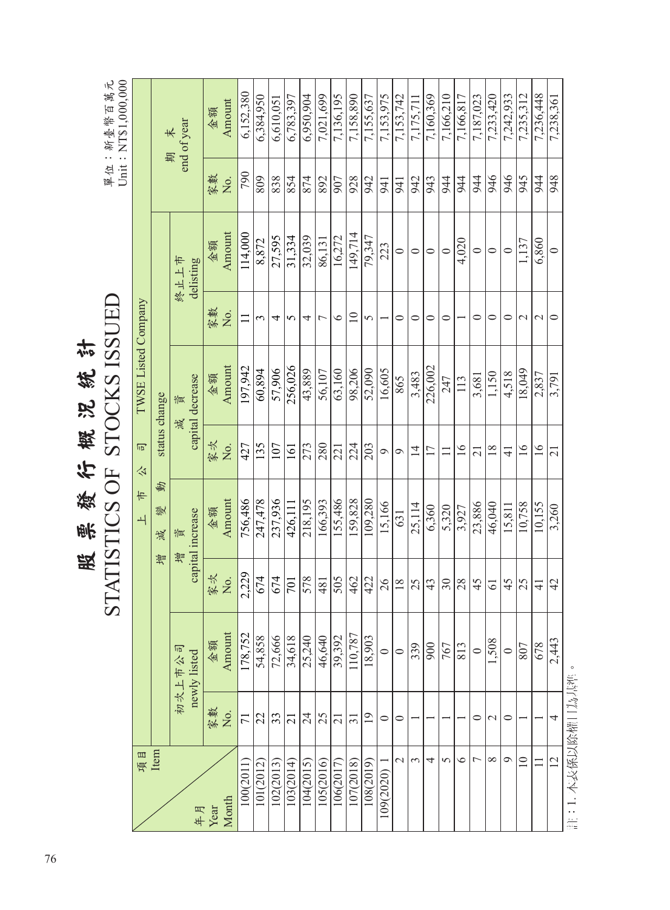# 股票發行概況統計

# STATISTICS OF STOCKS ISSUED

單位：新臺幣百萬元
Unit：NT$1,000,000

| 項目 Item / 年月 Year Month | 上市公司增減變動 TWSE Listed Company status change | | | | | | | | 期末 end of year | |
|---|---|---|---|---|---|---|---|---|---|---|
| | 初次上市公司 newly listed | | 增資 capital increase | | 減資 capital decrease | | 終止上市 delisting | | | |
| | 家數 No. | 金額 Amount | 家次 No. | 金額 Amount | 家次 No. | 金額 Amount | 家數 No. | 金額 Amount | 家數 No. | 金額 Amount |
| 100(2011) | 71 | 178,752 | 2,229 | 756,486 | 427 | 197,942 | 11 | 114,000 | 790 | 6,152,380 |
| 101(2012) | 22 | 54,858 | 674 | 247,478 | 135 | 60,894 | 3 | 8,872 | 809 | 6,384,950 |
| 102(2013) | 33 | 72,666 | 674 | 237,936 | 107 | 57,906 | 4 | 27,595 | 838 | 6,610,051 |
| 103(2014) | 21 | 34,618 | 701 | 426,111 | 161 | 256,026 | 5 | 31,334 | 854 | 6,783,397 |
| 104(2015) | 24 | 25,240 | 578 | 218,195 | 273 | 43,889 | 4 | 32,039 | 874 | 6,950,904 |
| 105(2016) | 25 | 46,640 | 481 | 166,393 | 280 | 56,107 | 7 | 86,131 | 892 | 7,021,699 |
| 106(2017) | 21 | 39,392 | 505 | 155,486 | 221 | 63,160 | 6 | 16,272 | 907 | 7,136,195 |
| 107(2018) | 31 | 110,787 | 462 | 159,828 | 224 | 98,206 | 10 | 149,714 | 928 | 7,158,890 |
| 108(2019) | 19 | 18,903 | 422 | 109,280 | 203 | 52,090 | 5 | 79,347 | 942 | 7,155,637 |
| 109(2020) 1 | 0 | 0 | 26 | 15,166 | 9 | 16,605 | 1 | 223 | 941 | 7,153,975 |
| 2 | 0 | 0 | 18 | 631 | 9 | 865 | 0 | 0 | 941 | 7,153,742 |
| 3 | 1 | 339 | 25 | 25,114 | 14 | 3,483 | 0 | 0 | 942 | 7,175,711 |
| 4 | 1 | 900 | 43 | 6,360 | 17 | 226,002 | 0 | 0 | 943 | 7,160,369 |
| 5 | 1 | 767 | 30 | 5,320 | 11 | 247 | 0 | 0 | 944 | 7,166,210 |
| 6 | 1 | 813 | 28 | 3,927 | 16 | 113 | 1 | 4,020 | 944 | 7,166,817 |
| 7 | 0 | 0 | 45 | 23,886 | 21 | 3,681 | 0 | 0 | 944 | 7,187,023 |
| 8 | 2 | 1,508 | 61 | 46,040 | 18 | 1,150 | 0 | 0 | 946 | 7,233,420 |
| 9 | 0 | 0 | 45 | 15,811 | 41 | 4,518 | 0 | 0 | 946 | 7,242,933 |
| 10 | 1 | 807 | 25 | 10,758 | 16 | 18,049 | 2 | 1,137 | 945 | 7,235,312 |
| 11 | 1 | 678 | 41 | 10,155 | 16 | 2,837 | 2 | 6,860 | 944 | 7,236,448 |
| 12 | 4 | 2,443 | 42 | 3,260 | 21 | 3,791 | 0 | 0 | 948 | 7,238,361 |

註：1.本表係以除權日為基準。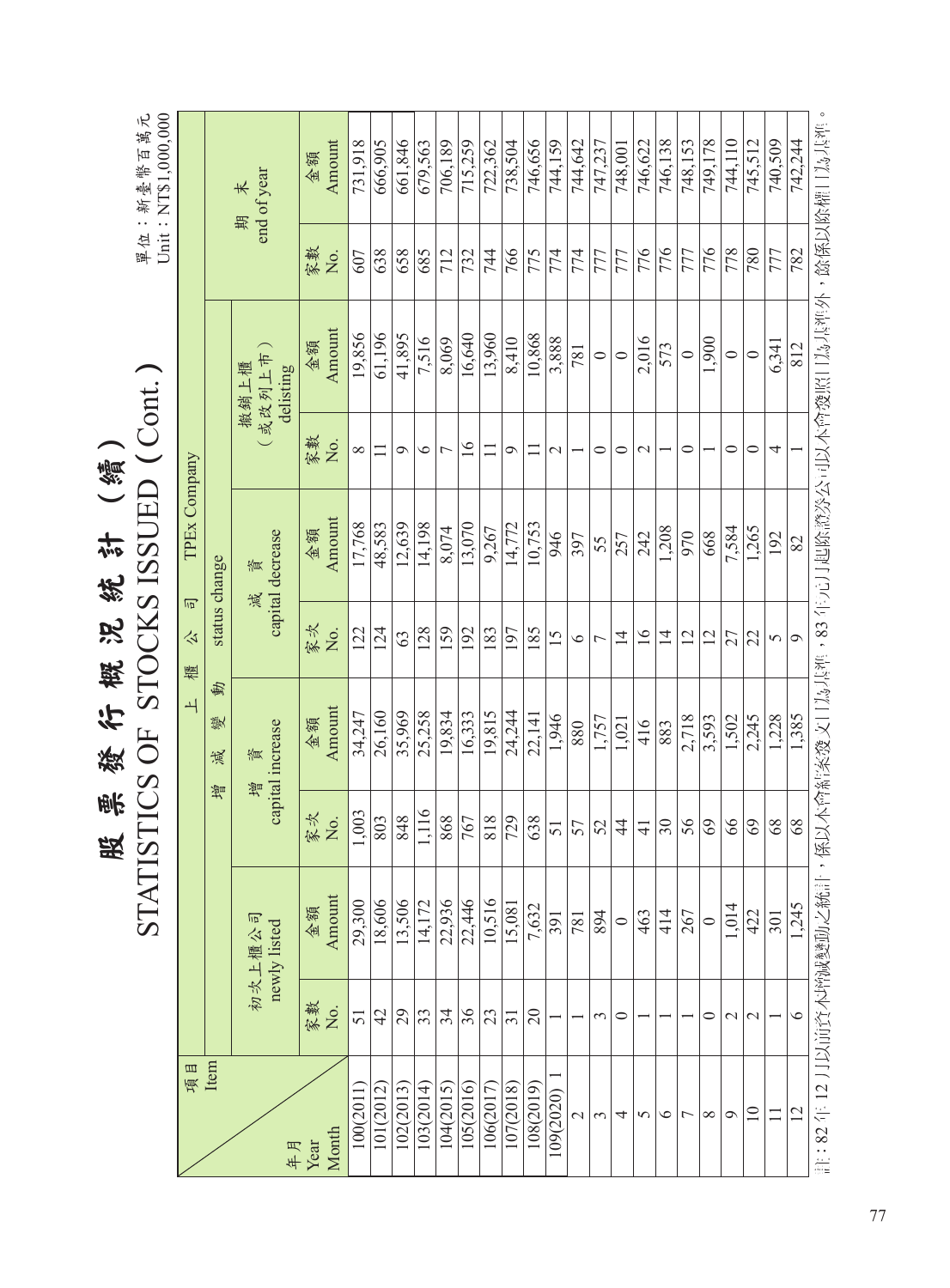# 股票發行概況統計（續）

# STATISTICS OF STOCKS ISSUED (Cont.)

單位：新臺幣百萬元
Unit：NT$1,000,000

| 項目 Item / 年月 Year Month | 上櫃公司 TPEx Company | | | | | | | | | |
|---|---|---|---|---|---|---|---|---|---|---|
| | 初次上櫃公司 newly listed | | 增減變動 status change | | | | | | 期末 end of year | |
| | | | 增資 capital increase | | 減資 capital decrease | | 撤銷上櫃（或改列上市） delisting | | | |
| | 家數 No. | 金額 Amount | 家次 No. | 金額 Amount | 家次 No. | 金額 Amount | 家數 No. | 金額 Amount | 家數 No. | 金額 Amount |
| 100(2011) | 51 | 29,300 | 1,003 | 34,247 | 122 | 17,768 | 8 | 19,856 | 607 | 731,918 |
| 101(2012) | 42 | 18,606 | 803 | 26,160 | 124 | 48,583 | 11 | 61,196 | 638 | 666,905 |
| 102(2013) | 29 | 13,506 | 848 | 35,969 | 63 | 12,639 | 9 | 41,895 | 658 | 661,846 |
| 103(2014) | 33 | 14,172 | 1,116 | 25,258 | 128 | 14,198 | 6 | 7,516 | 685 | 679,563 |
| 104(2015) | 34 | 22,936 | 868 | 19,834 | 159 | 8,074 | 7 | 8,069 | 712 | 706,189 |
| 105(2016) | 36 | 22,446 | 767 | 16,333 | 192 | 13,070 | 16 | 16,640 | 732 | 715,259 |
| 106(2017) | 23 | 10,516 | 818 | 19,815 | 183 | 9,267 | 11 | 13,960 | 744 | 722,362 |
| 107(2018) | 31 | 15,081 | 729 | 24,244 | 197 | 14,772 | 9 | 8,410 | 766 | 738,504 |
| 108(2019) | 20 | 7,632 | 638 | 22,141 | 185 | 10,753 | 11 | 10,868 | 775 | 746,656 |
| 109(2020) 1 | 1 | 391 | 51 | 1,946 | 15 | 946 | 2 | 3,888 | 774 | 744,159 |
| 2 | 1 | 781 | 57 | 880 | 6 | 397 | 1 | 781 | 774 | 744,642 |
| 3 | 3 | 894 | 52 | 1,757 | 7 | 55 | 0 | 0 | 777 | 747,237 |
| 4 | 0 | 0 | 44 | 1,021 | 14 | 257 | 0 | 0 | 777 | 748,001 |
| 5 | 1 | 463 | 41 | 416 | 16 | 242 | 2 | 2,016 | 776 | 746,622 |
| 6 | 1 | 414 | 30 | 883 | 14 | 1,208 | 1 | 573 | 776 | 746,138 |
| 7 | 1 | 267 | 56 | 2,718 | 12 | 970 | 0 | 0 | 777 | 748,153 |
| 8 | 0 | 0 | 69 | 3,593 | 12 | 668 | 1 | 1,900 | 776 | 749,178 |
| 9 | 2 | 1,014 | 66 | 1,502 | 27 | 7,584 | 0 | 0 | 778 | 744,110 |
| 10 | 2 | 422 | 69 | 2,245 | 22 | 1,265 | 0 | 0 | 780 | 745,512 |
| 11 | 1 | 301 | 68 | 1,228 | 5 | 192 | 4 | 6,341 | 777 | 740,509 |
| 12 | 6 | 1,245 | 68 | 1,385 | 9 | 82 | 1 | 812 | 782 | 742,244 |

註：82年12月以前資本增減變動之統計，係以本會核准發文日為基準，83年元月起除證券公司以本會發照日為基準外，餘係以除權日為基準。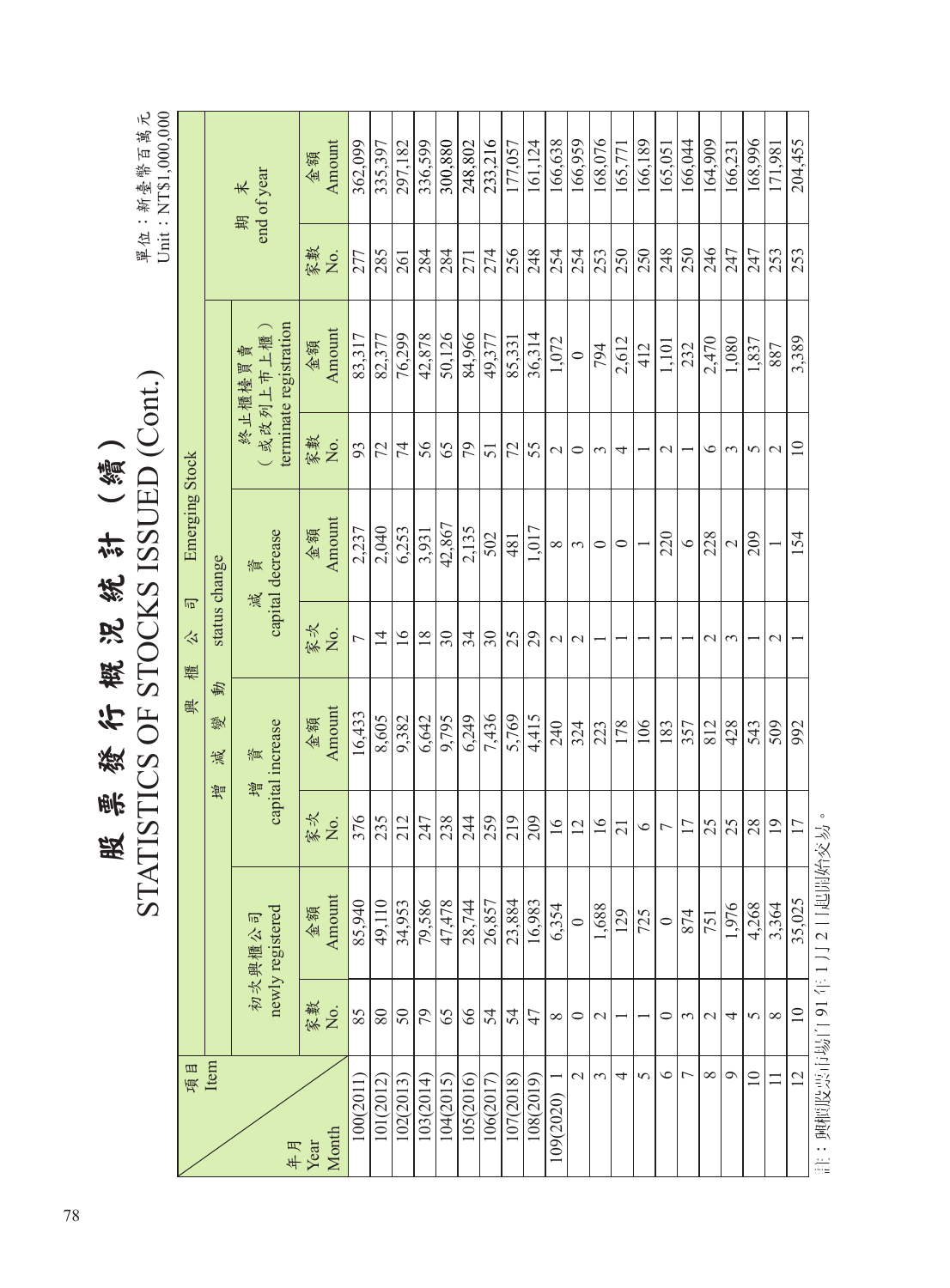# 股票發行概況統計（續）

# STATISTICS OF STOCKS ISSUED (Cont.)

單位：新臺幣百萬元
Unit : NT$1,000,000

| 項目 Item / 年月 Year Month | 興櫃公司 Emerging Stock | | | | | | | | | |
|---|---|---|---|---|---|---|---|---|---|---|
| | 初次興櫃公司 newly registered | | 增減變動 status change | | | | | | 期末 end of year | |
| | | | 增資 capital increase | | 減資 capital decrease | | 終止櫃檯買賣（或改列上市上櫃）terminate registration | | | |
| | 家數 No. | 金額 Amount | 家次 No. | 金額 Amount | 家次 No. | 金額 Amount | 家數 No. | 金額 Amount | 家數 No. | 金額 Amount |
| 100(2011) | 85 | 85,940 | 376 | 16,433 | 7 | 2,237 | 93 | 83,317 | 277 | 362,099 |
| 101(2012) | 80 | 49,110 | 235 | 8,605 | 14 | 2,040 | 72 | 82,377 | 285 | 335,397 |
| 102(2013) | 50 | 34,953 | 212 | 9,382 | 16 | 6,253 | 74 | 76,299 | 261 | 297,182 |
| 103(2014) | 79 | 79,586 | 247 | 6,642 | 18 | 3,931 | 56 | 42,878 | 284 | 336,599 |
| 104(2015) | 65 | 47,478 | 238 | 9,795 | 30 | 42,867 | 65 | 50,126 | 284 | 300,880 |
| 105(2016) | 66 | 28,744 | 244 | 6,249 | 34 | 2,135 | 79 | 84,966 | 271 | 248,802 |
| 106(2017) | 54 | 26,857 | 259 | 7,436 | 30 | 502 | 51 | 49,377 | 274 | 233,216 |
| 107(2018) | 54 | 23,884 | 219 | 5,769 | 25 | 481 | 72 | 85,331 | 256 | 177,057 |
| 108(2019) | 47 | 16,983 | 209 | 4,415 | 29 | 1,017 | 55 | 36,314 | 248 | 161,124 |
| 109(2020) 1 | 8 | 6,354 | 16 | 240 | 2 | 8 | 2 | 1,072 | 254 | 166,638 |
| 2 | 0 | 0 | 12 | 324 | 2 | 3 | 0 | 0 | 254 | 166,959 |
| 3 | 2 | 1,688 | 16 | 223 | 1 | 0 | 3 | 794 | 253 | 168,076 |
| 4 | 1 | 129 | 21 | 178 | 1 | 0 | 4 | 2,612 | 250 | 165,771 |
| 5 | 1 | 725 | 6 | 106 | 1 | 1 | 1 | 412 | 250 | 166,189 |
| 6 | 0 | 0 | 7 | 183 | 1 | 220 | 2 | 1,101 | 248 | 165,051 |
| 7 | 3 | 874 | 17 | 357 | 1 | 6 | 1 | 232 | 250 | 166,044 |
| 8 | 2 | 751 | 25 | 812 | 2 | 228 | 6 | 2,470 | 246 | 164,909 |
| 9 | 4 | 1,976 | 25 | 428 | 3 | 2 | 3 | 1,080 | 247 | 166,231 |
| 10 | 5 | 4,268 | 28 | 543 | 1 | 209 | 5 | 1,837 | 247 | 168,996 |
| 11 | 8 | 3,364 | 19 | 509 | 2 | 1 | 2 | 887 | 253 | 171,981 |
| 12 | 10 | 35,025 | 17 | 992 | 1 | 154 | 10 | 3,389 | 253 | 204,455 |

註：興櫃股票市場自91年1月2日起開始交易。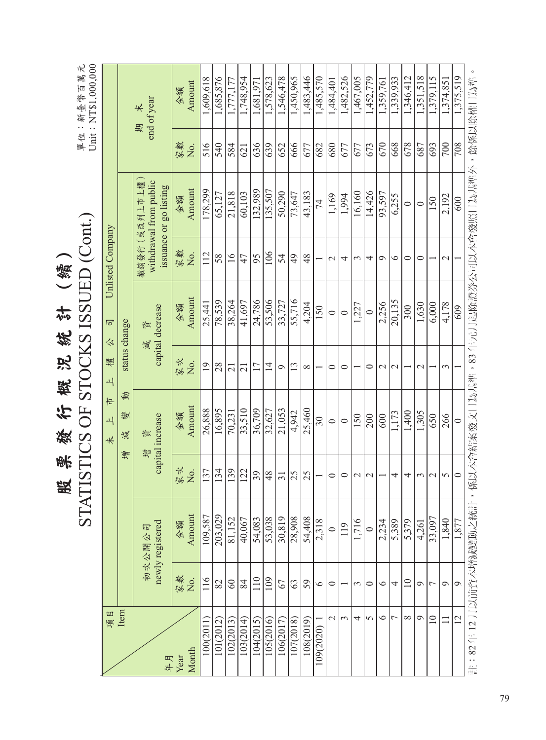# 股票發行概況統計（續）
# STATISTICS OF STOCKS ISSUED (Cont.)

單位：新臺幣百萬元
Unit : NT$1,000,000

| 項目 Item / 年月 Year Month | 初次公開公司 newly registered | | 未上市上櫃公司 Unlisted Company 增減變動 status change | | | | | | 期末 end of year | |
|---|---|---|---|---|---|---|---|---|---|---|
| | | | 增資 capital increase | | 減資 capital decrease | | 撤銷發行（或改列上市上櫃）withdrawal from public issuance or go listing | | | |
| | 家數 No. | 金額 Amount | 家次 No. | 金額 Amount | 家次 No. | 金額 Amount | 家數 No. | 金額 Amount | 家數 No. | 金額 Amount |
| 100(2011) | 116 | 109,587 | 137 | 26,888 | 19 | 25,441 | 112 | 178,299 | 516 | 1,609,618 |
| 101(2012) | 82 | 203,029 | 134 | 16,895 | 28 | 78,539 | 58 | 65,127 | 540 | 1,685,876 |
| 102(2013) | 60 | 81,152 | 139 | 70,231 | 21 | 38,264 | 16 | 21,818 | 584 | 1,777,177 |
| 103(2014) | 84 | 40,067 | 122 | 33,510 | 21 | 41,697 | 47 | 60,103 | 621 | 1,748,954 |
| 104(2015) | 110 | 54,083 | 39 | 36,709 | 17 | 24,786 | 95 | 132,989 | 636 | 1,681,971 |
| 105(2016) | 109 | 53,038 | 48 | 32,627 | 14 | 53,506 | 106 | 135,507 | 639 | 1,578,623 |
| 106(2017) | 67 | 30,819 | 31 | 21,053 | 9 | 33,727 | 54 | 50,290 | 652 | 1,546,478 |
| 107(2018) | 63 | 28,908 | 25 | 4,942 | 13 | 55,716 | 49 | 73,647 | 666 | 1,450,965 |
| 108(2019) | 59 | 54,408 | 25 | 25,460 | 8 | 4,204 | 48 | 43,183 | 677 | 1,483,446 |
| 109(2020) 1 | 6 | 2,318 | 1 | 30 | 1 | 150 | 1 | 74 | 682 | 1,485,570 |
| 2 | 0 | 0 | 0 | 0 | 0 | 0 | 2 | 1,169 | 680 | 1,484,401 |
| 3 | 1 | 119 | 0 | 0 | 0 | 0 | 4 | 1,994 | 677 | 1,482,526 |
| 4 | 3 | 1,716 | 2 | 150 | 1 | 1,227 | 3 | 16,160 | 677 | 1,467,005 |
| 5 | 0 | 0 | 2 | 200 | 0 | 0 | 4 | 14,426 | 673 | 1,452,779 |
| 6 | 6 | 2,234 | 1 | 600 | 2 | 2,256 | 9 | 93,597 | 670 | 1,359,761 |
| 7 | 4 | 5,389 | 4 | 1,173 | 2 | 20,135 | 6 | 6,255 | 668 | 1,339,933 |
| 8 | 10 | 5,379 | 4 | 1,400 | 1 | 300 | 0 | 0 | 678 | 1,346,412 |
| 9 | 9 | 4,261 | 3 | 1,305 | 2 | 1,630 | 0 | 0 | 687 | 1,351,518 |
| 10 | 7 | 33,097 | 2 | 650 | 1 | 6,000 | 1 | 150 | 693 | 1,379,115 |
| 11 | 9 | 1,840 | 5 | 266 | 3 | 4,178 | 2 | 2,192 | 700 | 1,374,851 |
| 12 | 9 | 1,877 | 0 | 0 | 1 | 609 | 1 | 600 | 708 | 1,375,519 |

註：82年12月以前資本額變動之統計，係以本會核發文日為基準，83年元月起除證券公司以本會發照日為基準外，餘係以除權日為準。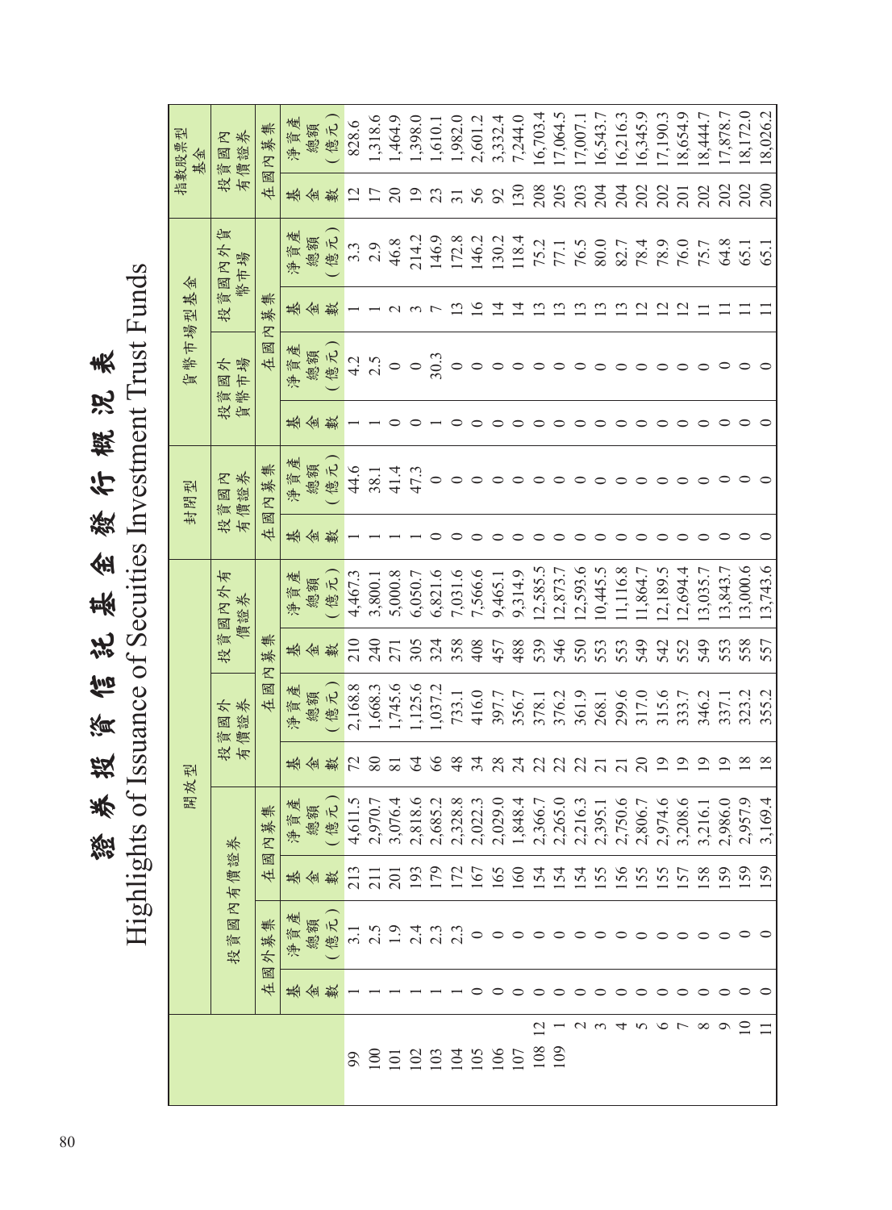# 證券投資信託基金發行概況表

# Highlights of Issuance of Secuities Investment Trust Funds

| | | 開放型 | | | | | | | | 封閉型 | | 貨幣市場型基金 | | | | 指數股票型基金 | |
|---|---|---|---|---|---|---|---|---|---|---|---|---|---|---|---|---|---|
| | | 投資國內有價證券 | | | | 投資國外有價證券 | | 投資國內外有價證券 | | 投資國內有價證券 | | 投資國內貨幣市場 | | 投資國內外貨幣市場 | | 投資國內有價證券 | |
| | | 在國外募集 | | 在國內募集 | | 在國內募集 | | | | 在國內募集 | | 在國內募集 | | | | 在國內募集 | |
| | | 基金數 | 淨資產總額（億元） | 基金數 | 淨資產總額（億元） | 基金數 | 淨資產總額（億元） | 基金數 | 淨資產總額（億元） | 基金數 | 淨資產總額（億元） | 基金數 | 淨資產總額（億元） | 基金數 | 淨資產總額（億元） | 基金數 | 淨資產總額（億元） |
| 99 | | 1 | 3.1 | 213 | 4,611.5 | 72 | 2,168.8 | 210 | 4,467.3 | 1 | 44.6 | 1 | 4.2 | 1 | 3.3 | 12 | 828.6 |
| 100 | | 1 | 2.5 | 211 | 2,970.7 | 80 | 1,668.3 | 240 | 3,800.1 | 1 | 38.1 | 1 | 2.5 | 1 | 2.9 | 17 | 1,318.6 |
| 101 | | 1 | 1.9 | 201 | 3,076.4 | 81 | 1,745.6 | 271 | 5,000.8 | 1 | 41.4 | 0 | 0 | 2 | 46.8 | 20 | 1,464.9 |
| 102 | | 1 | 2.4 | 193 | 2,818.6 | 64 | 1,125.6 | 305 | 6,050.7 | 1 | 47.3 | 0 | 0 | 3 | 214.2 | 19 | 1,398.0 |
| 103 | | 1 | 2.3 | 179 | 2,685.2 | 66 | 1,037.2 | 324 | 6,821.6 | 0 | 0 | 1 | 30.3 | 7 | 146.9 | 23 | 1,610.1 |
| 104 | | 1 | 2.3 | 172 | 2,328.8 | 48 | 733.1 | 358 | 7,031.6 | 0 | 0 | 0 | 0 | 13 | 172.8 | 31 | 1,982.0 |
| 105 | | 0 | 0 | 167 | 2,022.3 | 34 | 416.0 | 408 | 7,566.6 | 0 | 0 | 0 | 0 | 16 | 146.2 | 56 | 2,601.2 |
| 106 | | 0 | 0 | 165 | 2,029.0 | 28 | 397.7 | 457 | 9,465.1 | 0 | 0 | 0 | 0 | 14 | 130.2 | 92 | 3,332.4 |
| 107 | | 0 | 0 | 160 | 1,848.4 | 24 | 356.7 | 488 | 9,314.9 | 0 | 0 | 0 | 0 | 14 | 118.4 | 130 | 7,244.0 |
| 108 | 12 | 0 | 0 | 154 | 2,366.7 | 22 | 378.1 | 539 | 12,585.5 | 0 | 0 | 0 | 0 | 13 | 75.2 | 208 | 16,703.4 |
| 109 | 1 | 0 | 0 | 154 | 2,265.0 | 22 | 376.2 | 546 | 12,873.7 | 0 | 0 | 0 | 0 | 13 | 77.1 | 205 | 17,064.5 |
| | 2 | 0 | 0 | 154 | 2,216.3 | 22 | 361.9 | 550 | 12,593.6 | 0 | 0 | 0 | 0 | 13 | 76.5 | 203 | 17,007.1 |
| | 3 | 0 | 0 | 155 | 2,395.1 | 21 | 268.1 | 553 | 10,445.5 | 0 | 0 | 0 | 0 | 13 | 80.0 | 204 | 16,543.7 |
| | 4 | 0 | 0 | 156 | 2,750.6 | 21 | 299.6 | 553 | 11,116.8 | 0 | 0 | 0 | 0 | 13 | 82.7 | 204 | 16,216.3 |
| | 5 | 0 | 0 | 155 | 2,806.7 | 20 | 317.0 | 549 | 11,864.7 | 0 | 0 | 0 | 0 | 12 | 78.4 | 202 | 16,345.9 |
| | 6 | 0 | 0 | 155 | 2,974.6 | 19 | 315.6 | 542 | 12,189.5 | 0 | 0 | 0 | 0 | 12 | 78.9 | 202 | 17,190.3 |
| | 7 | 0 | 0 | 157 | 3,208.6 | 19 | 333.7 | 552 | 12,694.4 | 0 | 0 | 0 | 0 | 12 | 76.0 | 201 | 18,654.9 |
| | 8 | 0 | 0 | 158 | 3,216.1 | 19 | 346.2 | 549 | 13,035.7 | 0 | 0 | 0 | 0 | 11 | 75.7 | 202 | 18,444.7 |
| | 9 | 0 | 0 | 159 | 2,986.0 | 19 | 337.1 | 553 | 13,843.7 | 0 | 0 | 0 | 0 | 11 | 64.8 | 202 | 17,878.7 |
| | 10 | 0 | 0 | 159 | 2,957.9 | 18 | 323.2 | 558 | 13,000.6 | 0 | 0 | 0 | 0 | 11 | 65.1 | 202 | 18,172.0 |
| | 11 | 0 | 0 | 159 | 3,169.4 | 18 | 355.2 | 557 | 13,743.6 | 0 | 0 | 0 | 0 | 11 | 65.1 | 200 | 18,026.2 |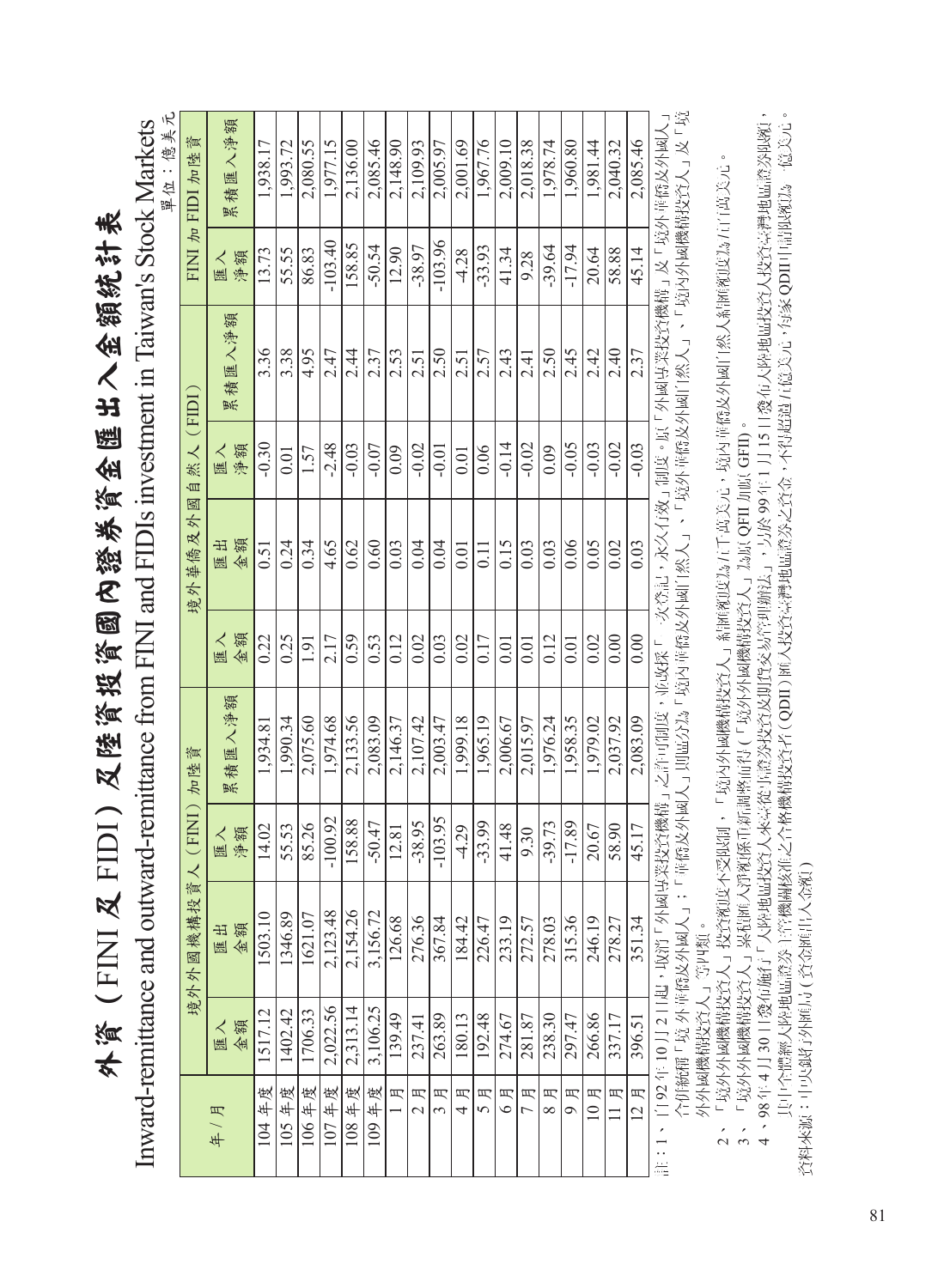# 外資（FINI 及 FIDI）及陸資投資國內證券資金匯出入金額統計表

## Inward-remittance and outward-remittance from FINI and FIDIs investment in Taiwan's Stock Markets

單位：億美元

| 年／月 | 境外外國機構投資人（FINI）加陸資 | | | | 境外華僑及外國自然人（FIDI） | | | | FINI 加 FIDI 加陸資 | |
|---|---|---|---|---|---|---|---|---|---|---|
| | 匯入金額 | 匯出金額 | 匯入淨額 | 累積匯入淨額 | 匯入金額 | 匯出金額 | 匯入淨額 | 累積匯入淨額 | 匯入淨額 | 累積匯入淨額 |
| 104 年度 | 1517.12 | 1503.10 | 14.02 | 1,934.81 | 0.22 | 0.51 | -0.30 | 3.36 | 13.73 | 1,938.17 |
| 105 年度 | 1402.42 | 1346.89 | 55.53 | 1,990.34 | 0.25 | 0.24 | 0.01 | 3.38 | 55.55 | 1,993.72 |
| 106 年度 | 1706.33 | 1621.07 | 85.26 | 2,075.60 | 1.91 | 0.34 | 1.57 | 4.95 | 86.83 | 2,080.55 |
| 107 年度 | 2,022.56 | 2,123.48 | -100.92 | 1,974.68 | 2.17 | 4.65 | -2.48 | 2.47 | -103.40 | 1,977.15 |
| 108 年度 | 2,313.14 | 2,154.26 | 158.88 | 2,133.56 | 0.59 | 0.62 | -0.03 | 2.44 | 158.85 | 2,136.00 |
| 109 年度 | 3,106.25 | 3,156.72 | -50.47 | 2,083.09 | 0.53 | 0.60 | -0.07 | 2.37 | -50.54 | 2,085.46 |
| 1 月 | 139.49 | 126.68 | 12.81 | 2,146.37 | 0.12 | 0.03 | 0.09 | 2.53 | 12.90 | 2,148.90 |
| 2 月 | 237.41 | 276.36 | -38.95 | 2,107.42 | 0.02 | 0.04 | -0.02 | 2.51 | -38.97 | 2,109.93 |
| 3 月 | 263.89 | 367.84 | -103.95 | 2,003.47 | 0.03 | 0.04 | -0.01 | 2.50 | -103.96 | 2,005.97 |
| 4 月 | 180.13 | 184.42 | -4.29 | 1,999.18 | 0.02 | 0.01 | 0.01 | 2.51 | -4.28 | 2,001.69 |
| 5 月 | 192.48 | 226.47 | -33.99 | 1,965.19 | 0.17 | 0.11 | 0.06 | 2.57 | -33.93 | 1,967.76 |
| 6 月 | 274.67 | 233.19 | 41.48 | 2,006.67 | 0.01 | 0.15 | -0.14 | 2.43 | 41.34 | 2,009.10 |
| 7 月 | 281.87 | 272.57 | 9.30 | 2,015.97 | 0.01 | 0.03 | -0.02 | 2.41 | 9.28 | 2,018.38 |
| 8 月 | 238.30 | 278.03 | -39.73 | 1,976.24 | 0.12 | 0.03 | 0.09 | 2.50 | -39.64 | 1,978.74 |
| 9 月 | 297.47 | 315.36 | -17.89 | 1,958.35 | 0.01 | 0.06 | -0.05 | 2.45 | -17.94 | 1,960.80 |
| 10 月 | 266.86 | 246.19 | 20.67 | 1,979.02 | 0.02 | 0.05 | -0.03 | 2.42 | 20.64 | 1,981.44 |
| 11 月 | 337.17 | 278.27 | 58.90 | 2,037.92 | 0.00 | 0.02 | -0.02 | 2.40 | 58.88 | 2,040.32 |
| 12 月 | 396.51 | 351.34 | 45.17 | 2,083.09 | 0.00 | 0.03 | -0.03 | 2.37 | 45.14 | 2,085.46 |

註：1、自92年10月2日起，取消「外國專業投資機構」之許可制度，並改採「一次登記，永久有效」制度。原「外國專業投資機構」及「境外華僑及外國人」合併統稱「境外華僑及外國人」；「華僑及外國人」則區分為「境內華僑及外國自然人」、「境外華僑及外國自然人」、「境內外國機構投資人」及「境外外國機構投資人」等四類。

2、「境外外國機構投資人」投資額度不受限制，「境內外國機構投資人」結匯額度為五千萬美元，境內華僑及外國自然人結匯額度為五百萬美元。

3、「境外外國機構投資人」累積匯入淨額係計入調整前（「境外外國機構投資人」為原 QFII 加原 GFII）。

4、98年4月30日發布施行「大陸地區投資人來臺從事證券投資及期貨交易管理辦法」，另於99年1月15日發布大陸地區投資人投資臺灣地區證券限額，其中全體經大陸地區證券主管機關核准之合格機構投資者（QDII）匯入投資臺灣地區證券之資金，不得超過五億美元，每家QDII申請額度為一億美元。

資料來源：中央銀行外匯局（資金匯出入金額）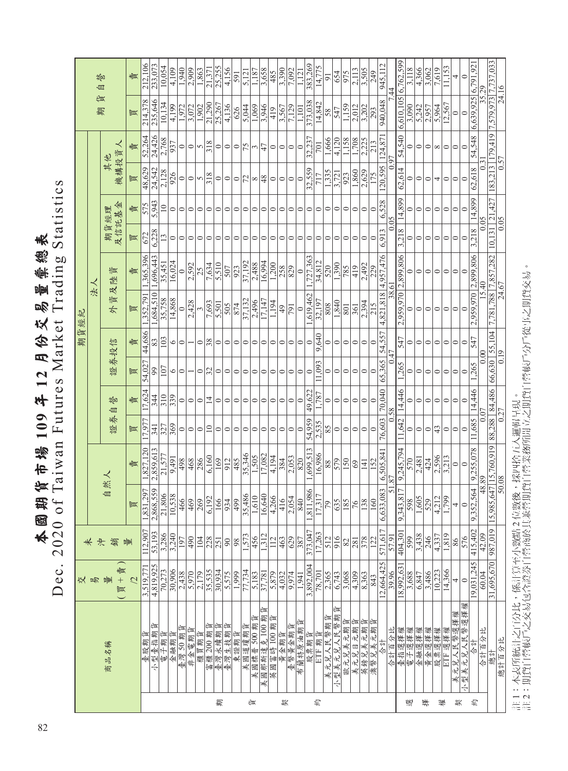# 本國期貨市場109年12月份交易量彙總表

## Dec. 2020 of Taiwan Futures Market Trading Statistics

| | 商品名稱 | 交易量(買+賣)/2 | 未沖銷量 | 期貨經紀：自然人 | | 法人：證券自營 | | 法人：證券投信 | | 法人：外資及陸資 | | 法人：期貨經理及信託基金 | | 法人：其他機構投資人 | | 期貨自營 | |
|---|---|---|---|---|---|---|---|---|---|---|---|---|---|---|---|---|---|
| | | | | 買 | 賣 | 買 | 賣 | 買 | 賣 | 買 | 賣 | 買 | 賣 | 買 | 賣 | 買 | 賣 |
| 期貨契約 | 臺股期貨 | 3,519,771 | 112,907 | 1,831,297 | 1,827,120 | 17,977 | 17,624 | 54,027 | 44,686 | 1,352,791 | 1,365,396 | 672 | 575 | 48,629 | 52,264 | 214,378 | 212,106 |
| | 小型臺指期貨 | 4,819,925 | 53,193 | 2,868,559 | 2,859,613 | 341 | 344 | 99 | 83 | 1,684,510 | 1,696,443 | 6,228 | 5,943 | 24,542 | 24,426 | 235,646 | 233,073 |
| | 電子期貨 | 70,273 | 3,286 | 21,806 | 21,577 | 327 | 310 | 107 | 103 | 35,758 | 35,451 | 13 | 10 | 2,128 | 2,768 | 10,134 | 10,054 |
| | 金融期貨 | 30,906 | 3,240 | 10,538 | 9,491 | 369 | 339 | 6 | 6 | 14,868 | 16,024 | 0 | 0 | 926 | 937 | 4,199 | 4,109 |
| | 臺灣50期貨 | 2,438 | 197 | 466 | 498 | 0 | 0 | 0 | 0 | 0 | 0 | 0 | 0 | 0 | 0 | 1,972 | 1,940 |
| | 非金電期貨 | 5,970 | 490 | 469 | 468 | 0 | 0 | 1 | 1 | 2,428 | 2,592 | 0 | 0 | 0 | 0 | 3,072 | 2,909 |
| | 櫃買期貨 | 2,179 | 104 | 269 | 286 | 0 | 0 | 0 | 0 | 3 | 25 | 0 | 0 | 5 | 5 | 1,902 | 1,863 |
| | 富櫃200期貨 | 35,535 | 228 | 6,192 | 6,160 | 10 | 14 | 32 | 38 | 7,693 | 7,634 | 0 | 0 | 318 | 318 | 21,290 | 21,371 |
| | 臺灣永續期貨 | 30,934 | 251 | 166 | 169 | 0 | 0 | 0 | 0 | 5,501 | 5,510 | 0 | 0 | 0 | 0 | 25,267 | 25,255 |
| | 臺灣生技期貨 | 5,575 | 90 | 934 | 912 | 0 | 0 | 0 | 0 | 505 | 507 | 0 | 0 | 0 | 0 | 4,136 | 4,156 |
| | 東證期貨 | 1,999 | 98 | 499 | 485 | 0 | 0 | 0 | 0 | 874 | 923 | 0 | 0 | 0 | 0 | 626 | 591 |
| | 美國道瓊期貨 | 77,734 | 1,573 | 35,486 | 35,346 | 0 | 0 | 0 | 0 | 37,132 | 37,192 | 0 | 0 | 72 | 75 | 5,044 | 5,121 |
| | 美國標普500期貨 | 5,183 | 456 | 1,570 | 1,505 | 0 | 0 | 0 | 0 | 2,496 | 2,488 | 0 | 0 | 8 | 3 | 1,069 | 1,187 |
| | 美國那斯達克100期貨 | 37,781 | 1,312 | 16,640 | 17,082 | 0 | 0 | 0 | 0 | 17,147 | 16,994 | 0 | 0 | 48 | 47 | 3,946 | 3,658 |
| | 英國富時100期貨 | 5,879 | 112 | 4,266 | 4,194 | 0 | 0 | 0 | 0 | 1,194 | 1,200 | 0 | 0 | 0 | 0 | 419 | 485 |
| | 黃金期貨 | 4,032 | 463 | 416 | 384 | 0 | 0 | 0 | 0 | 49 | 258 | 0 | 0 | 0 | 0 | 3,567 | 3,390 |
| | 臺幣黃金期貨 | 9,974 | 629 | 2,054 | 2,053 | 0 | 0 | 0 | 0 | 791 | 829 | 0 | 0 | 0 | 0 | 7,129 | 7,092 |
| | 布蘭特原油期貨 | 1,941 | 387 | 840 | 820 | 0 | 0 | 0 | 0 | 0 | 0 | 0 | 0 | 0 | 0 | 1,101 | 1,121 |
| | 股票期貨 | 3,892,004 | 373,047 | 1,811,986 | 1,699,513 | 54,959 | 49,622 | 0 | 0 | 1,619,462 | 1,727,363 | 0 | 0 | 32,559 | 32,237 | 373,038 | 383,269 |
| | ETF期貨 | 78,701 | 17,263 | 17,317 | 16,986 | 2,535 | 1,787 | 11,093 | 9,640 | 32,197 | 34,812 | 0 | 0 | 717 | 701 | 14,842 | 14,775 |
| | 美元兌人民幣期貨 | 2,365 | 512 | 79 | 88 | 85 | 0 | 0 | 0 | 808 | 520 | 0 | 0 | 1,335 | 1,666 | 58 | 91 |
| | 小型美元兌人民幣期貨 | 6,743 | 916 | 635 | 579 | 0 | 0 | 0 | 0 | 1,840 | 1,390 | 0 | 0 | 3,721 | 4,120 | 547 | 654 |
| | 歐元兌美元期貨 | 3,068 | 82 | 185 | 150 | 0 | 0 | 0 | 0 | 801 | 785 | 0 | 0 | 923 | 1,158 | 1,159 | 975 |
| | 美元兌日元期貨 | 4,309 | 281 | 76 | 69 | 0 | 0 | 0 | 0 | 361 | 419 | 0 | 0 | 1,860 | 1,708 | 2,012 | 2,113 |
| | 英鎊兌美元期貨 | 8,363 | 378 | 138 | 141 | 0 | 0 | 0 | 0 | 2,394 | 2,492 | 0 | 0 | 2,629 | 2,225 | 3,202 | 3,505 |
| | 澳幣兌美元期貨 | 843 | 122 | 160 | 152 | 0 | 0 | 0 | 0 | 215 | 229 | 0 | 0 | 175 | 213 | 293 | 249 |
| | 合計 | 12,664,425 | 571,617 | 6,633,083 | 6,505,841 | 76,603 | 70,040 | 65,365 | 54,557 | 4,821,818 | 4,957,476 | 6,913 | 6,528 | 120,595 | 124,871 | 940,048 | 945,112 |
| | 合計百分比 | 39.96 | 57.91 | 51.87 | | 0.58 | | 0.47 | | 38.61 | | 0.05 | | 0.97 | | 7.44 | |
| 選擇權契約 | 臺指選擇權 | 18,992,631 | 404,301 | 9,343,817 | 9,245,794 | 11,642 | 14,446 | 1,265 | 547 | 2,959,970 | 2,899,806 | 3,218 | 14,899 | 62,614 | 54,540 | 6,610,105 | 6,762,599 |
| | 電子選擇權 | 3,688 | 599 | 598 | 570 | 0 | 0 | 0 | 0 | 0 | 0 | 0 | 0 | 0 | 0 | 3,090 | 3,118 |
| | 金融選擇權 | 6,847 | 3,438 | 1,605 | 2,481 | 0 | 0 | 0 | 0 | 0 | 0 | 0 | 0 | 0 | 0 | 5,242 | 4,366 |
| | 黃金選擇權 | 3,486 | 246 | 529 | 424 | 0 | 0 | 0 | 0 | 0 | 0 | 0 | 0 | 0 | 0 | 2,957 | 3,062 |
| | 股票選擇權 | 10,223 | 4,337 | 4,212 | 2,596 | 43 | 0 | 0 | 0 | 0 | 0 | 0 | 0 | 4 | 8 | 5,964 | 7,619 |
| | ETF選擇權 | 14,366 | 1,819 | 1,799 | 3,213 | 0 | 0 | 0 | 0 | 0 | 0 | 0 | 0 | 0 | 0 | 12,567 | 11,153 |
| | 美元兌人民幣選擇權 | 4 | 86 | 4 | 0 | 0 | 0 | 0 | 0 | 0 | 0 | 0 | 0 | 0 | 0 | 0 | 4 |
| | 小型美元兌人民幣選擇權 | 0 | 576 | 0 | 0 | 0 | 0 | 0 | 0 | 0 | 0 | 0 | 0 | 0 | 0 | 0 | 0 |
| | 合計 | 19,031,245 | 415,402 | 9,352,564 | 9,255,078 | 11,685 | 14,446 | 1,265 | 547 | 2,959,970 | 2,899,806 | 3,218 | 14,899 | 62,618 | 54,548 | 6,639,925 | 6,791,921 |
| | 合計百分比 | 60.04 | 42.09 | 48.89 | | 0.07 | | 0.00 | | 15.40 | | 0.05 | | 0.31 | | 35.29 | |
| | 總計 | 31,695,670 | 987,019 | 15,985,647 | 15,760,919 | 88,288 | 84,486 | 66,630 | 55,104 | 7,781,788 | 7,857,282 | 10,131 | 21,427 | 183,213 | 179,419 | 7,579,973 | 7,737,033 |
| | 總計百分比 | | | 50.08 | | 0.27 | | 0.19 | | 24.67 | | 0.05 | | 0.57 | | 24.16 | |

註1：本表所統計之百分比，係計至小數點2位數後，採四捨五入進位呈現。

註2：期貨自營商之交易包含證券商兼營期貨自營業務所從事之期貨交易。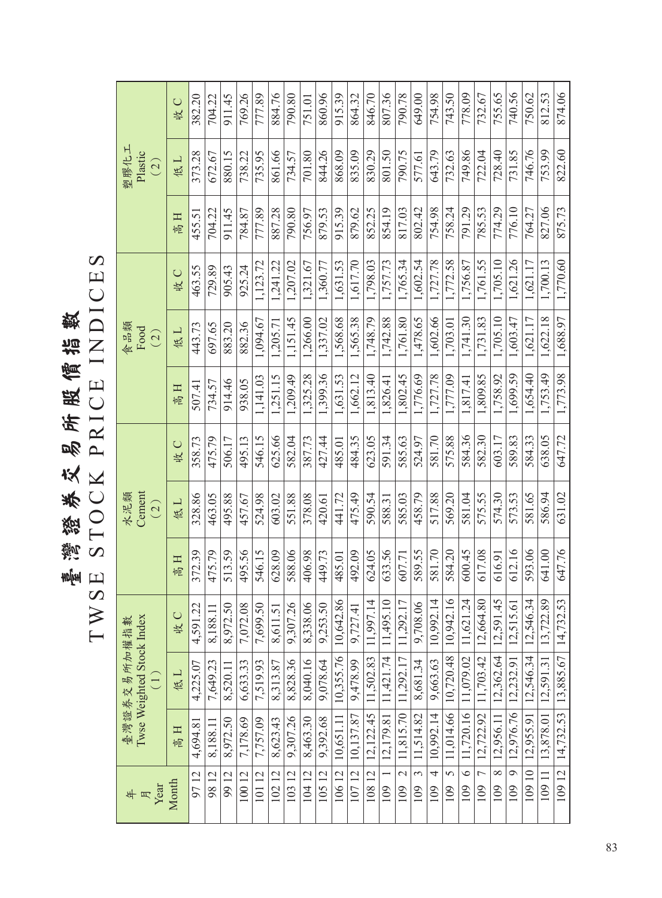# 臺灣證券交易所股價指數

# TWSE STOCK PRICE INDICES

| 年 月 Year Month | 臺灣證券交易所加權指數 Twse Weighted Stock Index (1) | | | 水泥類 Cement (2) | | | 食品類 Food (2) | | | 塑膠化工 Plastic (2) | | |
|---|---|---|---|---|---|---|---|---|---|---|---|---|
| | 高 H | 低 L | 收 C | 高 H | 低 L | 收 C | 高 H | 低 L | 收 C | 高 H | 低 L | 收 C |
| 97 12 | 4,694.81 | 4,225.07 | 4,591.22 | 372.39 | 328.86 | 358.73 | 507.41 | 443.73 | 463.55 | 455.51 | 373.28 | 382.20 |
| 98 12 | 8,188.11 | 7,649.23 | 8,188.11 | 475.79 | 463.05 | 475.79 | 734.57 | 697.65 | 729.89 | 704.22 | 672.67 | 704.22 |
| 99 12 | 8,972.50 | 8,520.11 | 8,972.50 | 513.59 | 495.88 | 506.17 | 914.46 | 883.20 | 905.43 | 911.45 | 880.15 | 911.45 |
| 100 12 | 7,178.69 | 6,633.33 | 7,072.08 | 495.56 | 457.67 | 495.13 | 938.05 | 882.36 | 925.24 | 784.87 | 738.22 | 769.26 |
| 101 12 | 7,757.09 | 7,519.93 | 7,699.50 | 546.15 | 524.98 | 546.15 | 1,141.03 | 1,094.67 | 1,123.72 | 777.89 | 735.95 | 777.89 |
| 102 12 | 8,623.43 | 8,313.87 | 8,611.51 | 628.09 | 603.02 | 625.66 | 1,251.15 | 1,205.71 | 1,241.22 | 887.28 | 861.66 | 884.76 |
| 103 12 | 9,307.26 | 8,828.36 | 9,307.26 | 588.06 | 551.88 | 582.04 | 1,209.49 | 1,151.45 | 1,207.02 | 790.80 | 734.57 | 790.80 |
| 104 12 | 8,463.30 | 8,040.16 | 8,338.06 | 406.98 | 378.08 | 387.73 | 1,325.28 | 1,266.00 | 1,321.67 | 756.97 | 701.80 | 751.01 |
| 105 12 | 9,392.68 | 9,078.64 | 9,253.50 | 449.73 | 420.61 | 427.44 | 1,399.36 | 1,337.02 | 1,360.77 | 879.53 | 844.26 | 860.96 |
| 106 12 | 10,651.11 | 10,355.76 | 10,642.86 | 485.01 | 441.72 | 485.01 | 1,631.53 | 1,568.68 | 1,631.53 | 915.39 | 868.09 | 915.39 |
| 107 12 | 10,137.87 | 9,478.99 | 9,727.41 | 492.09 | 475.49 | 484.35 | 1,662.12 | 1,565.38 | 1,617.70 | 879.62 | 835.09 | 864.32 |
| 108 12 | 12,122.45 | 11,502.83 | 11,997.14 | 624.05 | 590.54 | 623.05 | 1,813.40 | 1,748.79 | 1,798.03 | 852.25 | 830.29 | 846.70 |
| 109 1 | 12,179.81 | 11,421.74 | 11,495.10 | 633.56 | 588.31 | 591.34 | 1,826.41 | 1,742.88 | 1,757.73 | 854.19 | 801.50 | 807.36 |
| 109 2 | 11,815.70 | 11,292.17 | 11,292.17 | 607.71 | 585.03 | 585.63 | 1,802.45 | 1,761.80 | 1,765.34 | 817.03 | 790.75 | 790.78 |
| 109 3 | 11,514.82 | 8,681.34 | 9,708.06 | 589.55 | 458.79 | 524.97 | 1,776.69 | 1,478.65 | 1,602.54 | 802.42 | 577.61 | 649.00 |
| 109 4 | 10,992.14 | 9,663.63 | 10,992.14 | 581.70 | 517.88 | 581.70 | 1,727.78 | 1,602.66 | 1,727.78 | 754.98 | 643.79 | 754.98 |
| 109 5 | 11,014.66 | 10,720.48 | 10,942.16 | 584.20 | 569.20 | 575.88 | 1,777.09 | 1,703.01 | 1,772.58 | 758.24 | 732.63 | 743.50 |
| 109 6 | 11,720.16 | 11,079.02 | 11,621.24 | 600.45 | 581.04 | 584.36 | 1,817.41 | 1,741.30 | 1,756.87 | 791.29 | 749.86 | 778.09 |
| 109 7 | 12,722.92 | 11,703.42 | 12,664.80 | 617.08 | 575.55 | 582.30 | 1,809.85 | 1,731.83 | 1,761.55 | 785.53 | 722.04 | 732.67 |
| 109 8 | 12,956.11 | 12,362.64 | 12,591.45 | 616.91 | 574.30 | 603.17 | 1,758.92 | 1,705.10 | 1,705.10 | 774.29 | 728.40 | 755.65 |
| 109 9 | 12,976.76 | 12,232.91 | 12,515.61 | 612.16 | 573.53 | 589.83 | 1,699.59 | 1,603.47 | 1,621.26 | 776.10 | 731.85 | 740.56 |
| 109 10 | 12,955.91 | 12,546.34 | 12,546.34 | 593.06 | 581.65 | 584.33 | 1,654.40 | 1,621.17 | 1,621.17 | 764.27 | 746.76 | 750.62 |
| 109 11 | 13,878.01 | 12,591.31 | 13,722.89 | 641.00 | 586.94 | 638.05 | 1,753.49 | 1,622.18 | 1,700.13 | 827.06 | 753.99 | 812.53 |
| 109 12 | 14,732.53 | 13,885.67 | 14,732.53 | 647.76 | 631.02 | 647.72 | 1,773.98 | 1,688.97 | 1,770.60 | 875.73 | 822.60 | 874.06 |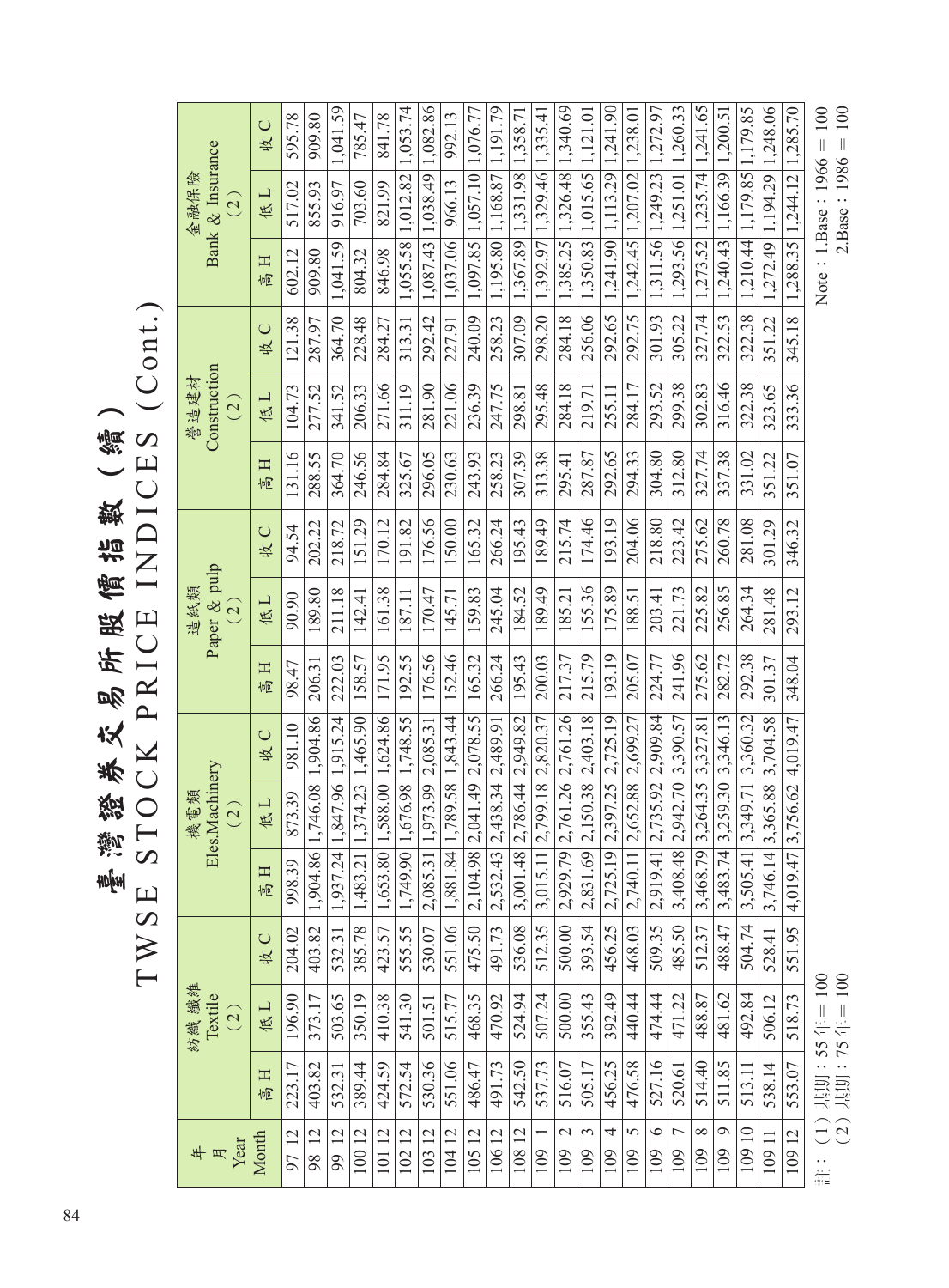# 臺灣證券交易所股價指數（續）

# TWSE STOCK PRICE INDICES (Cont.)

| 年 月 Year Month | 紡織纖維 Textile (2) | | | 機電類 Eles.Machinery (2) | | | 造紙類 Paper & pulp (2) | | | 營造建材 Construction (2) | | | 金融保險 Bank & Insurance (2) | | |
|---|---|---|---|---|---|---|---|---|---|---|---|---|---|---|---|
| | 高 H | 低 L | 收 C | 高 H | 低 L | 收 C | 高 H | 低 L | 收 C | 高 H | 低 L | 收 C | 高 H | 低 L | 收 C |
| 97 12 | 223.17 | 196.90 | 204.02 | 998.39 | 873.39 | 981.10 | 98.47 | 90.90 | 94.54 | 131.16 | 104.73 | 121.38 | 602.12 | 517.02 | 595.78 |
| 98 12 | 403.82 | 373.17 | 403.82 | 1,904.86 | 1,746.08 | 1,904.86 | 206.31 | 189.80 | 202.22 | 288.55 | 277.52 | 287.97 | 909.80 | 855.93 | 909.80 |
| 99 12 | 532.31 | 503.65 | 532.31 | 1,937.24 | 1,847.96 | 1,915.24 | 222.03 | 211.18 | 218.72 | 364.70 | 341.52 | 364.70 | 1,041.59 | 916.97 | 1,041.59 |
| 100 12 | 389.44 | 350.19 | 385.78 | 1,483.21 | 1,374.23 | 1,465.90 | 158.57 | 142.41 | 151.29 | 246.56 | 206.33 | 228.48 | 804.32 | 703.60 | 785.47 |
| 101 12 | 424.59 | 410.38 | 423.57 | 1,653.80 | 1,588.00 | 1,624.86 | 171.95 | 161.38 | 170.12 | 284.84 | 271.66 | 284.27 | 846.98 | 821.99 | 841.78 |
| 102 12 | 572.54 | 541.30 | 555.55 | 1,749.90 | 1,676.98 | 1,748.55 | 192.55 | 187.11 | 191.82 | 325.67 | 311.19 | 313.31 | 1,055.58 | 1,012.82 | 1,053.74 |
| 103 12 | 530.36 | 501.51 | 530.07 | 2,085.31 | 1,973.99 | 2,085.31 | 176.56 | 170.47 | 176.56 | 296.05 | 281.90 | 292.42 | 1,087.43 | 1,038.49 | 1,082.86 |
| 104 12 | 551.06 | 515.77 | 551.06 | 1,881.84 | 1,789.58 | 1,843.44 | 152.46 | 145.71 | 150.00 | 230.63 | 221.06 | 227.91 | 1,037.06 | 966.13 | 992.13 |
| 105 12 | 486.47 | 468.35 | 475.50 | 2,104.98 | 2,041.49 | 2,078.55 | 165.32 | 159.83 | 165.32 | 243.93 | 236.39 | 240.09 | 1,097.85 | 1,057.10 | 1,076.77 |
| 106 12 | 491.73 | 470.92 | 491.73 | 2,532.43 | 2,438.34 | 2,489.91 | 266.24 | 245.04 | 266.24 | 258.23 | 247.75 | 258.23 | 1,195.80 | 1,168.87 | 1,191.79 |
| 108 12 | 542.50 | 524.94 | 536.08 | 3,001.48 | 2,786.44 | 2,949.82 | 195.43 | 184.52 | 195.43 | 307.39 | 298.81 | 307.09 | 1,367.89 | 1,331.98 | 1,358.71 |
| 109 1 | 537.73 | 507.24 | 512.35 | 3,015.11 | 2,799.18 | 2,820.37 | 200.03 | 189.49 | 189.49 | 313.38 | 295.48 | 298.20 | 1,392.97 | 1,329.46 | 1,335.41 |
| 109 2 | 516.07 | 500.00 | 500.00 | 2,929.79 | 2,761.26 | 2,761.26 | 217.37 | 185.21 | 215.74 | 295.41 | 284.18 | 284.18 | 1,385.25 | 1,326.48 | 1,340.69 |
| 109 3 | 505.17 | 355.43 | 393.54 | 2,831.69 | 2,150.38 | 2,403.18 | 215.79 | 155.36 | 174.46 | 287.87 | 219.71 | 256.06 | 1,350.83 | 1,015.65 | 1,121.01 |
| 109 4 | 456.25 | 392.49 | 456.25 | 2,725.19 | 2,397.25 | 2,725.19 | 193.19 | 175.89 | 193.19 | 292.65 | 255.11 | 292.65 | 1,241.90 | 1,113.29 | 1,241.90 |
| 109 5 | 476.58 | 440.44 | 468.03 | 2,740.11 | 2,652.88 | 2,699.27 | 205.07 | 188.51 | 204.06 | 294.33 | 284.17 | 292.75 | 1,242.45 | 1,207.02 | 1,238.01 |
| 109 6 | 527.16 | 474.44 | 509.35 | 2,919.41 | 2,735.92 | 2,909.84 | 224.77 | 203.41 | 218.80 | 304.80 | 293.52 | 301.93 | 1,311.56 | 1,249.23 | 1,272.97 |
| 109 7 | 520.61 | 471.22 | 485.50 | 3,408.48 | 2,942.70 | 3,390.57 | 241.96 | 221.73 | 223.42 | 312.80 | 299.38 | 305.22 | 1,293.56 | 1,251.01 | 1,260.33 |
| 109 8 | 514.40 | 488.87 | 512.37 | 3,468.79 | 3,264.35 | 3,327.81 | 275.62 | 225.82 | 275.62 | 327.74 | 302.83 | 327.74 | 1,273.52 | 1,235.74 | 1,241.65 |
| 109 9 | 511.85 | 481.62 | 488.47 | 3,483.74 | 3,259.30 | 3,346.13 | 282.72 | 256.85 | 260.78 | 337.38 | 316.46 | 322.53 | 1,240.43 | 1,166.39 | 1,200.51 |
| 109 10 | 513.11 | 492.84 | 504.74 | 3,505.41 | 3,349.71 | 3,360.32 | 292.38 | 264.34 | 281.08 | 331.02 | 322.38 | 322.38 | 1,210.44 | 1,179.85 | 1,179.85 |
| 109 11 | 538.14 | 506.12 | 528.41 | 3,746.14 | 3,365.88 | 3,704.58 | 301.37 | 281.48 | 301.29 | 351.22 | 323.65 | 351.22 | 1,272.49 | 1,194.29 | 1,248.06 |
| 109 12 | 553.07 | 518.73 | 551.95 | 4,019.47 | 3,756.62 | 4,019.47 | 348.04 | 293.12 | 346.32 | 351.07 | 333.36 | 345.18 | 1,288.35 | 1,244.12 | 1,285.70 |

註：（1）基期：55年＝100
（2）基期：75年＝100

Note：1.Base：1966 ＝ 100
2.Base：1986 ＝ 100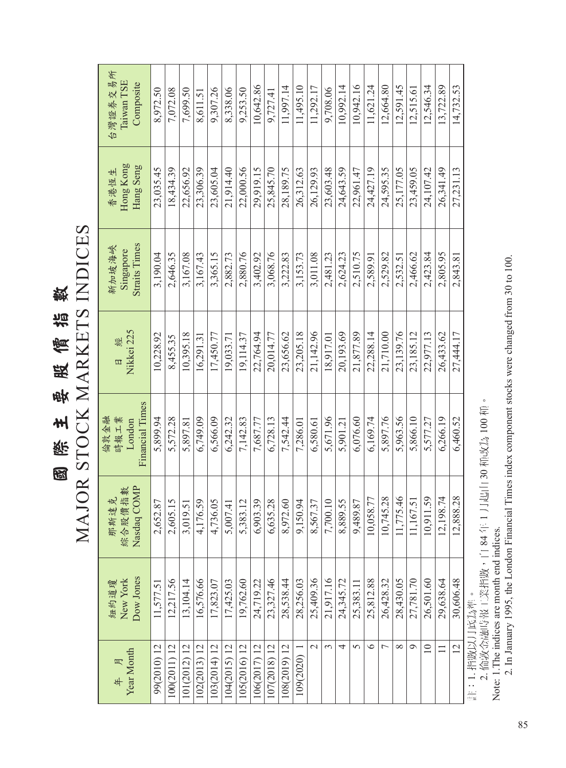# 國 際 主 要 股 價 指 數

# MAJOR STOCK MARKETS INDICES

| 年 月<br>Year Month | 紐約道瓊<br>New York<br>Dow Jones | 那斯達克<br>綜合股價指數<br>Nasdaq COMP | 倫敦金融<br>時報工業<br>London<br>Financial Times | 日 經<br>Nikkei 225 | 新加坡海峽<br>Singapore<br>Straits Times | 香港恆生<br>Hong Kong<br>Hang Seng | 台灣證券交易所<br>Taiwan TSE<br>Composite |
|---|---|---|---|---|---|---|---|
| 99(2010) 12 | 11,577.51 | 2,652.87 | 5,899.94 | 10,228.92 | 3,190.04 | 23,035.45 | 8,972.50 |
| 100(2011) 12 | 12,217.56 | 2,605.15 | 5,572.28 | 8,455.35 | 2,646.35 | 18,434.39 | 7,072.08 |
| 101(2012) 12 | 13,104.14 | 3,019.51 | 5,897.81 | 10,395.18 | 3,167.08 | 22,656.92 | 7,699.50 |
| 102(2013) 12 | 16,576.66 | 4,176.59 | 6,749.09 | 16,291.31 | 3,167.43 | 23,306.39 | 8,611.51 |
| 103(2014) 12 | 17,823.07 | 4,736.05 | 6,566.09 | 17,450.77 | 3,365.15 | 23,605.04 | 9,307.26 |
| 104(2015) 12 | 17,425.03 | 5,007.41 | 6,242.32 | 19,033.71 | 2,882.73 | 21,914.40 | 8,338.06 |
| 105(2016) 12 | 19,762.60 | 5,383.12 | 7,142.83 | 19,114.37 | 2,880.76 | 22,000.56 | 9,253.50 |
| 106(2017) 12 | 24,719.22 | 6,903.39 | 7,687.77 | 22,764.94 | 3,402.92 | 29,919.15 | 10,642.86 |
| 107(2018) 12 | 23,327.46 | 6,635.28 | 6,728.13 | 20,014.77 | 3,068.76 | 25,845.70 | 9,727.41 |
| 108(2019) 12 | 28,538.44 | 8,972.60 | 7,542.44 | 23,656.62 | 3,222.83 | 28,189.75 | 11,997.14 |
| 109(2020) 1 | 28,256.03 | 9,150.94 | 7,286.01 | 23,205.18 | 3,153.73 | 26,312.63 | 11,495.10 |
| 2 | 25,409.36 | 8,567.37 | 6,580.61 | 21,142.96 | 3,011.08 | 26,129.93 | 11,292.17 |
| 3 | 21,917.16 | 7,700.10 | 5,671.96 | 18,917.01 | 2,481.23 | 23,603.48 | 9,708.06 |
| 4 | 24,345.72 | 8,889.55 | 5,901.21 | 20,193.69 | 2,624.23 | 24,643.59 | 10,992.14 |
| 5 | 25,383.11 | 9,489.87 | 6,076.60 | 21,877.89 | 2,510.75 | 22,961.47 | 10,942.16 |
| 6 | 25,812.88 | 10,058.77 | 6,169.74 | 22,288.14 | 2,589.91 | 24,427.19 | 11,621.24 |
| 7 | 26,428.32 | 10,745.28 | 5,897.76 | 21,710.00 | 2,529.82 | 24,595.35 | 12,664.80 |
| 8 | 28,430.05 | 11,775.46 | 5,963.56 | 23,139.76 | 2,532.51 | 25,177.05 | 12,591.45 |
| 9 | 27,781.70 | 11,167.51 | 5,866.10 | 23,185.12 | 2,466.62 | 23,459.05 | 12,515.61 |
| 10 | 26,501.60 | 10,911.59 | 5,577.27 | 22,977.13 | 2,423.84 | 24,107.42 | 12,546.34 |
| 11 | 29,638.64 | 12,198.74 | 6,266.19 | 26,433.62 | 2,805.95 | 26,341.49 | 13,722.89 |
| 12 | 30,606.48 | 12,888.28 | 6,460.52 | 27,444.17 | 2,843.81 | 27,231.13 | 14,732.53 |

註：1. 指數以月底為準。
　　2. 倫敦金融時報工業指數，自84年1月起由30種改為100種。

Note: 1. The indices are month end indices.
　　2. In January 1995, the London Financial Times index component stocks were changed from 30 to 100.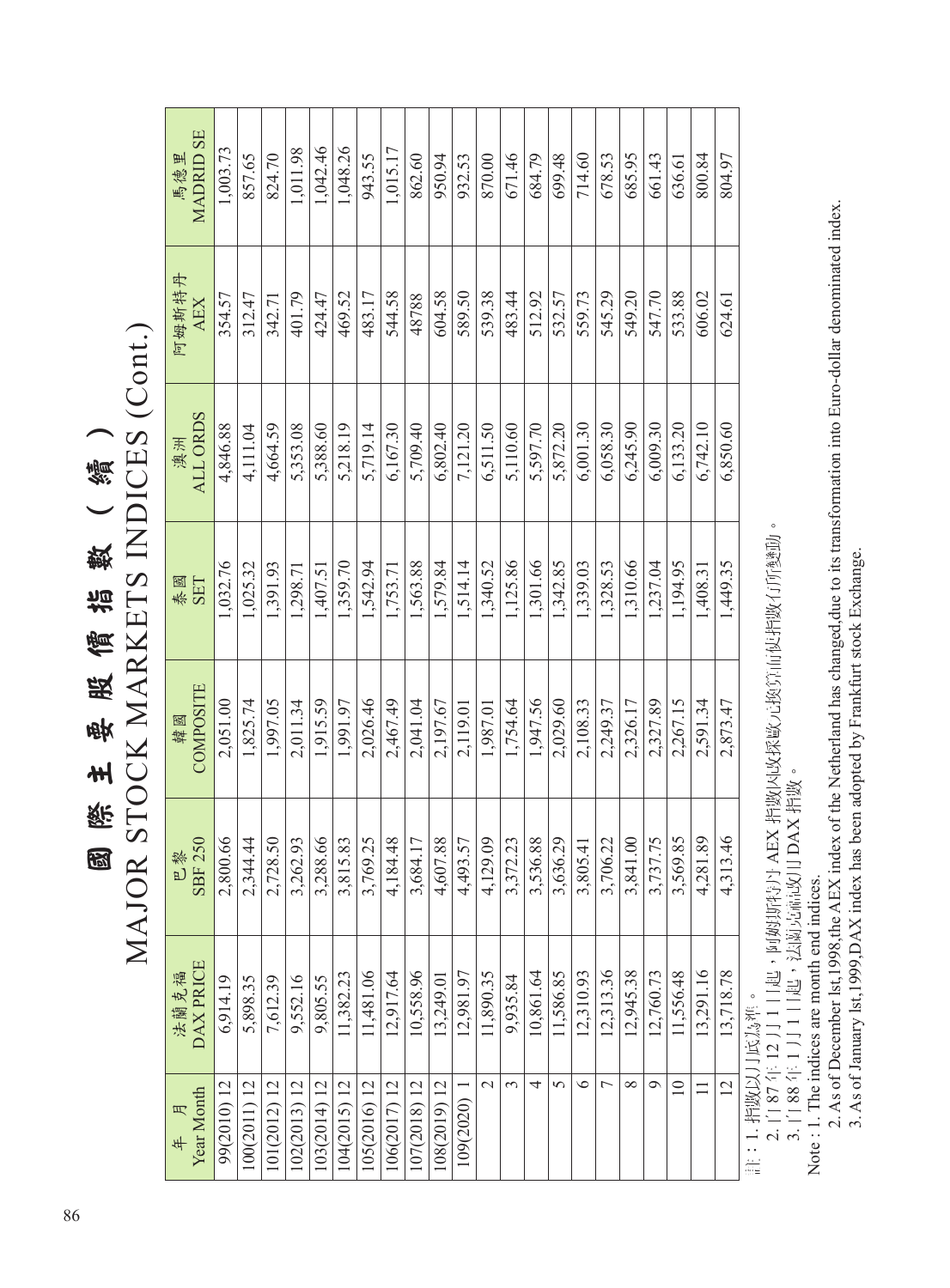# 國際主要股價指數（續）

# MAJOR STOCK MARKETS INDICES (Cont.)

| 年 月 Year Month | 法蘭克福 DAX PRICE | 巴黎 SBF 250 | 韓國 COMPOSITE | 泰國 SET | 澳洲 ALL ORDS | 阿姆斯特丹 AEX | 馬德里 MADRID SE |
|---|---|---|---|---|---|---|---|
| 99(2010) 12 | 6,914.19 | 2,800.66 | 2,051.00 | 1,032.76 | 4,846.88 | 354.57 | 1,003.73 |
| 100(2011) 12 | 5,898.35 | 2,344.44 | 1,825.74 | 1,025.32 | 4,111.04 | 312.47 | 857.65 |
| 101(2012) 12 | 7,612.39 | 2,728.50 | 1,997.05 | 1,391.93 | 4,664.59 | 342.71 | 824.70 |
| 102(2013) 12 | 9,552.16 | 3,262.93 | 2,011.34 | 1,298.71 | 5,353.08 | 401.79 | 1,011.98 |
| 103(2014) 12 | 9,805.55 | 3,288.66 | 1,915.59 | 1,407.51 | 5,388.60 | 424.47 | 1,042.46 |
| 104(2015) 12 | 11,382.23 | 3,815.83 | 1,991.97 | 1,359.70 | 5,218.19 | 469.52 | 1,048.26 |
| 105(2016) 12 | 11,481.06 | 3,769.25 | 2,026.46 | 1,542.94 | 5,719.14 | 483.17 | 943.55 |
| 106(2017) 12 | 12,917.64 | 4,184.48 | 2,467.49 | 1,753.71 | 6,167.30 | 544.58 | 1,015.17 |
| 107(2018) 12 | 10,558.96 | 3,684.17 | 2,041.04 | 1,563.88 | 5,709.40 | 48788 | 862.60 |
| 108(2019) 12 | 13,249.01 | 4,607.88 | 2,197.67 | 1,579.84 | 6,802.40 | 604.58 | 950.94 |
| 109(2020) 1 | 12,981.97 | 4,493.57 | 2,119.01 | 1,514.14 | 7,121.20 | 589.50 | 932.53 |
| 2 | 11,890.35 | 4,129.09 | 1,987.01 | 1,340.52 | 6,511.50 | 539.38 | 870.00 |
| 3 | 9,935.84 | 3,372.23 | 1,754.64 | 1,125.86 | 5,110.60 | 483.44 | 671.46 |
| 4 | 10,861.64 | 3,536.88 | 1,947.56 | 1,301.66 | 5,597.70 | 512.92 | 684.79 |
| 5 | 11,586.85 | 3,636.29 | 2,029.60 | 1,342.85 | 5,872.20 | 532.57 | 699.48 |
| 6 | 12,310.93 | 3,805.41 | 2,108.33 | 1,339.03 | 6,001.30 | 559.73 | 714.60 |
| 7 | 12,313.36 | 3,706.22 | 2,249.37 | 1,328.53 | 6,058.30 | 545.29 | 678.53 |
| 8 | 12,945.38 | 3,841.00 | 2,326.17 | 1,310.66 | 6,245.90 | 549.20 | 685.95 |
| 9 | 12,760.73 | 3,737.75 | 2,327.89 | 1,237.04 | 6,009.30 | 547.70 | 661.43 |
| 10 | 11,556.48 | 3,569.85 | 2,267.15 | 1,194.95 | 6,133.20 | 533.88 | 636.61 |
| 11 | 13,291.16 | 4,281.89 | 2,591.34 | 1,408.31 | 6,742.10 | 606.02 | 800.84 |
| 12 | 13,718.78 | 4,313.46 | 2,873.47 | 1,449.35 | 6,850.60 | 624.61 | 804.97 |

註：1. 指數以月底為準。
2. 自87年12月1日起，阿姆斯特丹AEX指數因改採歐元換算而使指數有所變動。
3. 自88年1月1日起，法蘭克福改用DAX指數。

Note : 1. The indices are month end indices.
2. As of December 1st,1998,the AEX index of the Netherland has changed,due to its transformation into Euro-dollar denominated index.
3. As of January lst,1999,DAX index has been adopted by Frankfurt stock Exchange.